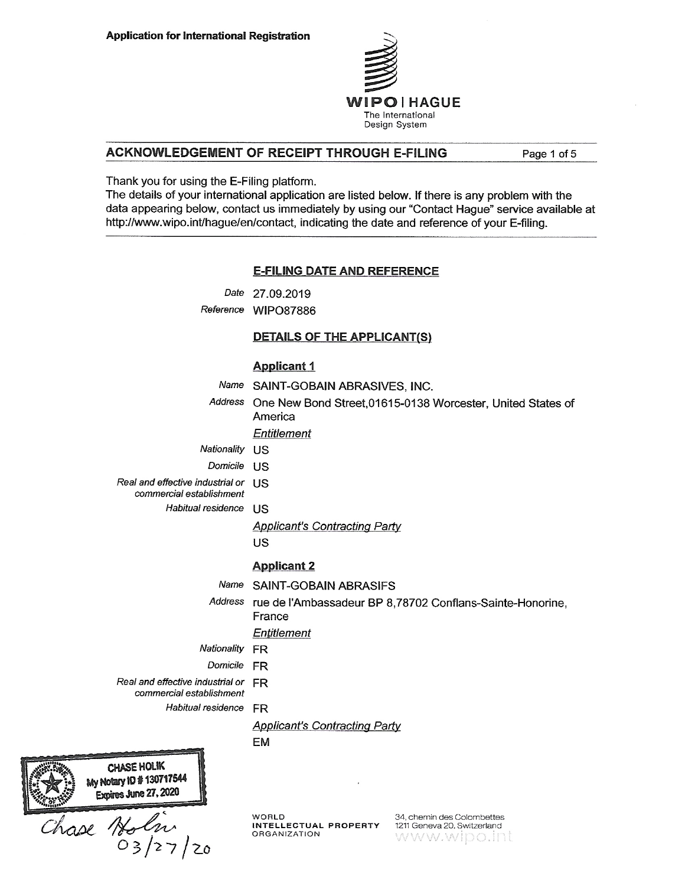Application for International Registration

WIPO | HAGUE
The International Design System

## ACKNOWLEDGEMENT OF RECEIPT THROUGH E-FILING

Thank you for using the E-Filing platform.
The details of your international application are listed below. If there is any problem with the data appearing below, contact us immediately by using our "Contact Hague" service available at http://www.wipo.int/hague/en/contact, indicating the date and reference of your E-filing.

### E-FILING DATE AND REFERENCE

| | |
|---|---|
| *Date* | 27.09.2019 |
| *Reference* | WIPO87886 |

### DETAILS OF THE APPLICANT(S)

#### Applicant 1

| | |
|---|---|
| *Name* | SAINT-GOBAIN ABRASIVES, INC. |
| *Address* | One New Bond Street,01615-0138 Worcester, United States of America |

*Entitlement*

| | |
|---|---|
| *Nationality* | US |
| *Domicile* | US |
| *Real and effective industrial or commercial establishment* | US |
| *Habitual residence* | US |

*Applicant's Contracting Party*

US

#### Applicant 2

| | |
|---|---|
| *Name* | SAINT-GOBAIN ABRASIFS |
| *Address* | rue de l'Ambassadeur BP 8,78702 Conflans-Sainte-Honorine, France |

*Entitlement*

| | |
|---|---|
| *Nationality* | FR |
| *Domicile* | FR |
| *Real and effective industrial or commercial establishment* | FR |
| *Habitual residence* | FR |

*Applicant's Contracting Party*

EM

CHASE HOLIK
My Notary ID # 130717544
Expires June 27, 2020

Chase Holik
03/27/20

WORLD INTELLECTUAL PROPERTY ORGANIZATION
34, chemin des Colombettes
1211 Geneva 20, Switzerland
www.wipo.int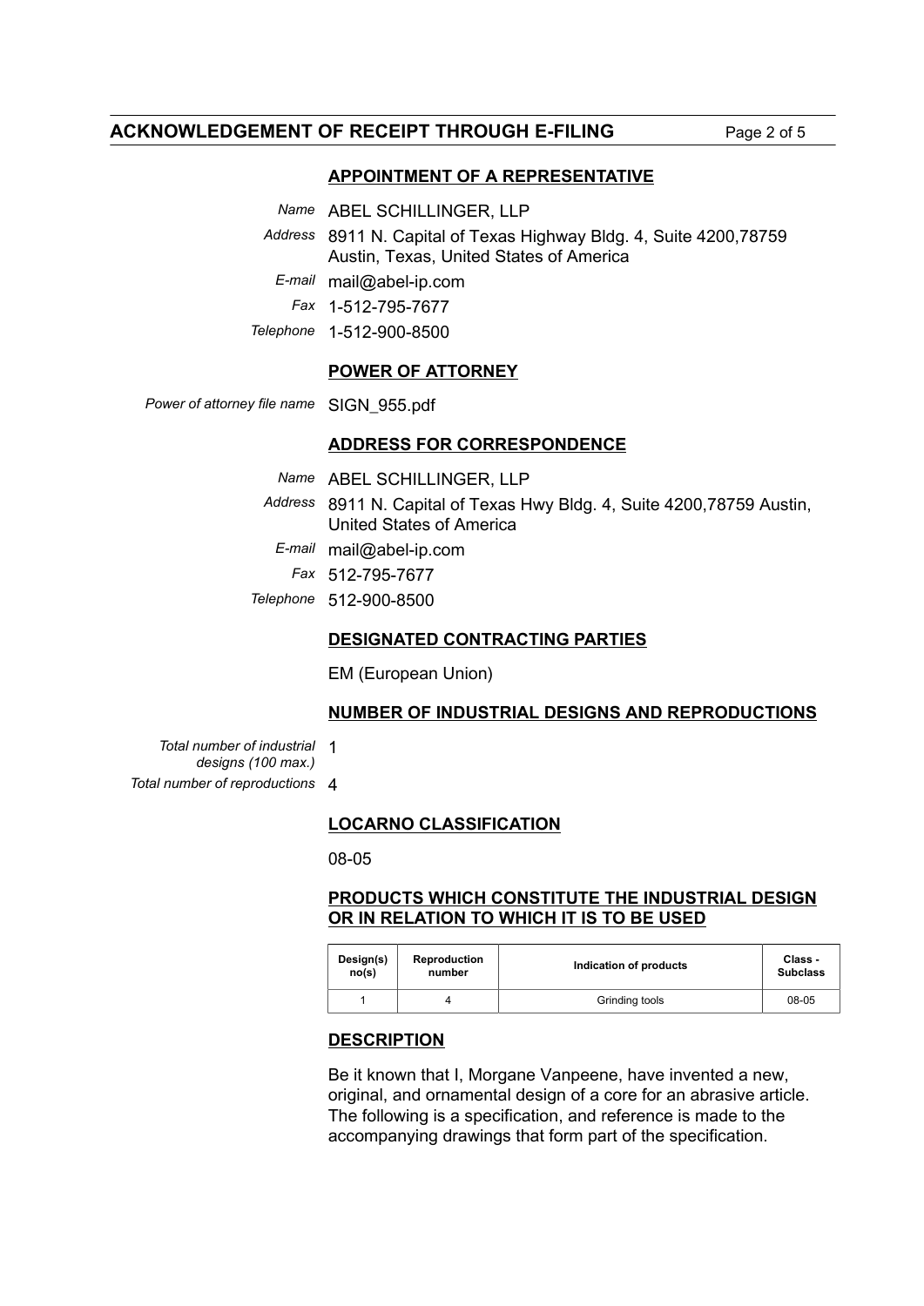## ACKNOWLEDGEMENT OF RECEIPT THROUGH E-FILING

### APPOINTMENT OF A REPRESENTATIVE

*Name* ABEL SCHILLINGER, LLP

*Address* 8911 N. Capital of Texas Highway Bldg. 4, Suite 4200,78759 Austin, Texas, United States of America

*E-mail* mail@abel-ip.com

*Fax* 1-512-795-7677

*Telephone* 1-512-900-8500

### POWER OF ATTORNEY

*Power of attorney file name* SIGN_955.pdf

### ADDRESS FOR CORRESPONDENCE

*Name* ABEL SCHILLINGER, LLP

*Address* 8911 N. Capital of Texas Hwy Bldg. 4, Suite 4200,78759 Austin, United States of America

*E-mail* mail@abel-ip.com

*Fax* 512-795-7677

*Telephone* 512-900-8500

### DESIGNATED CONTRACTING PARTIES

EM (European Union)

### NUMBER OF INDUSTRIAL DESIGNS AND REPRODUCTIONS

*Total number of industrial designs (100 max.)* 1

*Total number of reproductions* 4

### LOCARNO CLASSIFICATION

08-05

### PRODUCTS WHICH CONSTITUTE THE INDUSTRIAL DESIGN OR IN RELATION TO WHICH IT IS TO BE USED

| Design(s) no(s) | Reproduction number | Indication of products | Class - Subclass |
|---|---|---|---|
| 1 | 4 | Grinding tools | 08-05 |

### DESCRIPTION

Be it known that I, Morgane Vanpeene, have invented a new, original, and ornamental design of a core for an abrasive article. The following is a specification, and reference is made to the accompanying drawings that form part of the specification.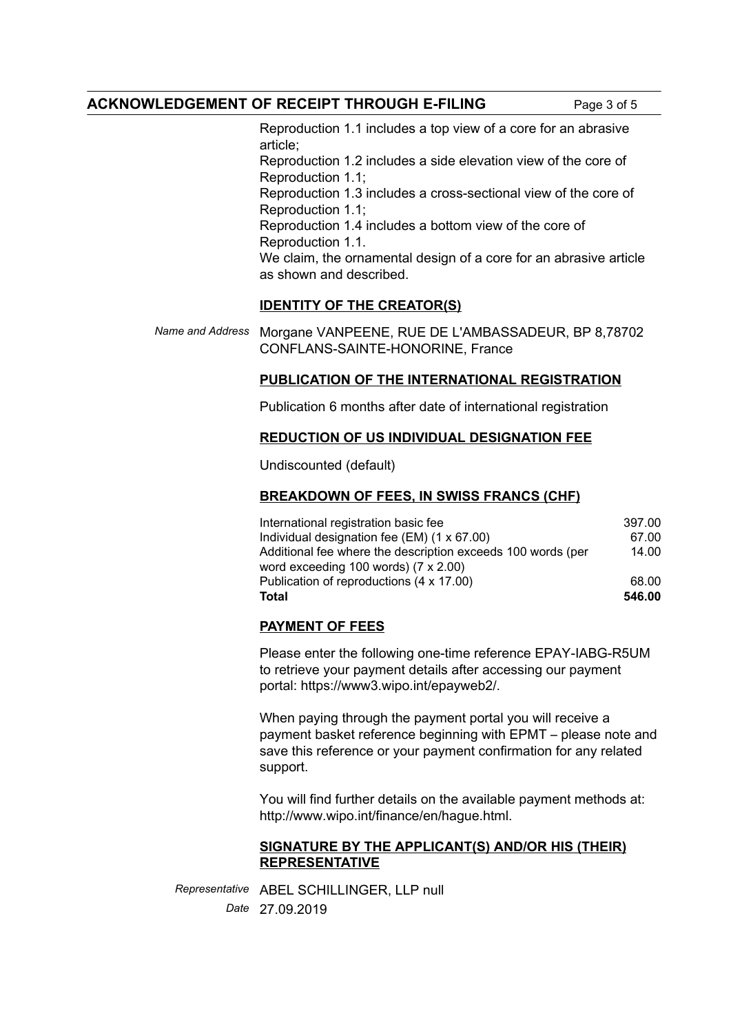Reproduction 1.1 includes a top view of a core for an abrasive article;
Reproduction 1.2 includes a side elevation view of the core of Reproduction 1.1;
Reproduction 1.3 includes a cross-sectional view of the core of Reproduction 1.1;
Reproduction 1.4 includes a bottom view of the core of Reproduction 1.1.
We claim, the ornamental design of a core for an abrasive article as shown and described.

## IDENTITY OF THE CREATOR(S)

*Name and Address* Morgane VANPEENE, RUE DE L'AMBASSADEUR, BP 8,78702 CONFLANS-SAINTE-HONORINE, France

## PUBLICATION OF THE INTERNATIONAL REGISTRATION

Publication 6 months after date of international registration

## REDUCTION OF US INDIVIDUAL DESIGNATION FEE

Undiscounted (default)

## BREAKDOWN OF FEES, IN SWISS FRANCS (CHF)

| | |
|---|---|
| International registration basic fee | 397.00 |
| Individual designation fee (EM) (1 x 67.00) | 67.00 |
| Additional fee where the description exceeds 100 words (per word exceeding 100 words) (7 x 2.00) | 14.00 |
| Publication of reproductions (4 x 17.00) | 68.00 |
| **Total** | **546.00** |

## PAYMENT OF FEES

Please enter the following one-time reference EPAY-IABG-R5UM to retrieve your payment details after accessing our payment portal: https://www3.wipo.int/epayweb2/.

When paying through the payment portal you will receive a payment basket reference beginning with EPMT – please note and save this reference or your payment confirmation for any related support.

You will find further details on the available payment methods at: http://www.wipo.int/finance/en/hague.html.

## SIGNATURE BY THE APPLICANT(S) AND/OR HIS (THEIR) REPRESENTATIVE

*Representative* ABEL SCHILLINGER, LLP null

*Date* 27.09.2019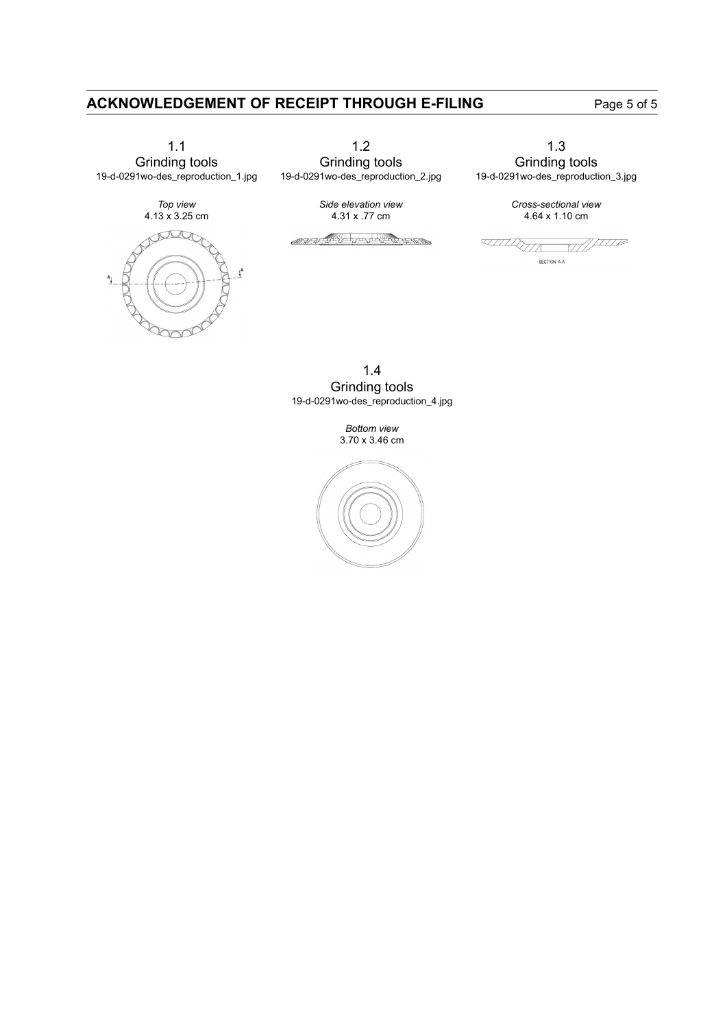## ACKNOWLEDGEMENT OF RECEIPT THROUGH E-FILING

1.1
Grinding tools
19-d-0291wo-des_reproduction_1.jpg

*Top view*
4.13 x 3.25 cm

A
A

1.2
Grinding tools
19-d-0291wo-des_reproduction_2.jpg

*Side elevation view*
4.31 x .77 cm

1.3
Grinding tools
19-d-0291wo-des_reproduction_3.jpg

*Cross-sectional view*
4.64 x 1.10 cm

SECTION A-A

1.4
Grinding tools
19-d-0291wo-des_reproduction_4.jpg

*Bottom view*
3.70 x 3.46 cm